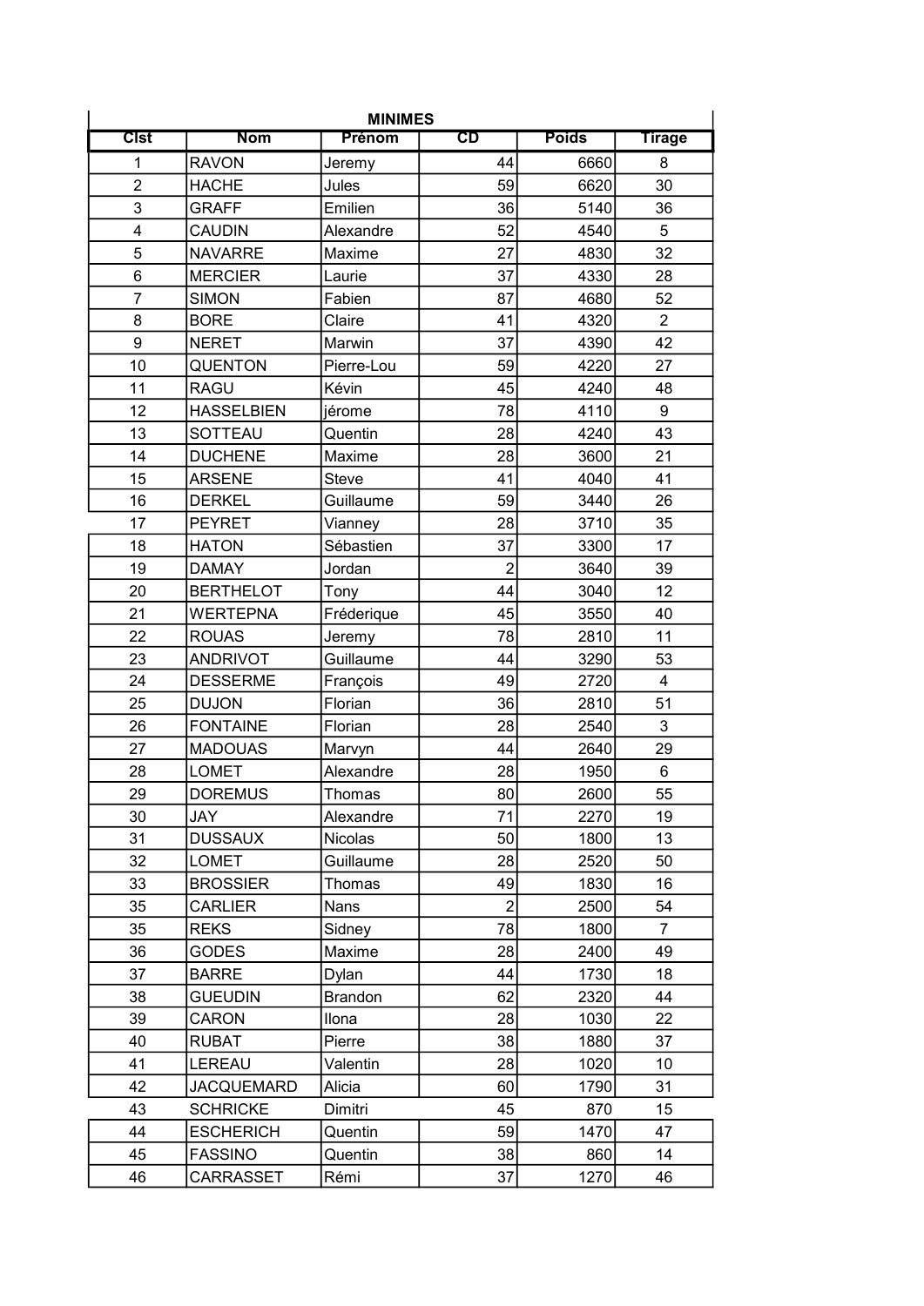| MINIMES | | | | | |
|---|---|---|---|---|---|
| Clst | Nom | Prénom | CD | Poids | Tirage |
| 1 | RAVON | Jeremy | 44 | 6660 | 8 |
| 2 | HACHE | Jules | 59 | 6620 | 30 |
| 3 | GRAFF | Emilien | 36 | 5140 | 36 |
| 4 | CAUDIN | Alexandre | 52 | 4540 | 5 |
| 5 | NAVARRE | Maxime | 27 | 4830 | 32 |
| 6 | MERCIER | Laurie | 37 | 4330 | 28 |
| 7 | SIMON | Fabien | 87 | 4680 | 52 |
| 8 | BORE | Claire | 41 | 4320 | 2 |
| 9 | NERET | Marwin | 37 | 4390 | 42 |
| 10 | QUENTON | Pierre-Lou | 59 | 4220 | 27 |
| 11 | RAGU | Kévin | 45 | 4240 | 48 |
| 12 | HASSELBIEN | jérome | 78 | 4110 | 9 |
| 13 | SOTTEAU | Quentin | 28 | 4240 | 43 |
| 14 | DUCHENE | Maxime | 28 | 3600 | 21 |
| 15 | ARSENE | Steve | 41 | 4040 | 41 |
| 16 | DERKEL | Guillaume | 59 | 3440 | 26 |
| 17 | PEYRET | Vianney | 28 | 3710 | 35 |
| 18 | HATON | Sébastien | 37 | 3300 | 17 |
| 19 | DAMAY | Jordan | 2 | 3640 | 39 |
| 20 | BERTHELOT | Tony | 44 | 3040 | 12 |
| 21 | WERTEPNA | Fréderique | 45 | 3550 | 40 |
| 22 | ROUAS | Jeremy | 78 | 2810 | 11 |
| 23 | ANDRIVOT | Guillaume | 44 | 3290 | 53 |
| 24 | DESSERME | François | 49 | 2720 | 4 |
| 25 | DUJON | Florian | 36 | 2810 | 51 |
| 26 | FONTAINE | Florian | 28 | 2540 | 3 |
| 27 | MADOUAS | Marvyn | 44 | 2640 | 29 |
| 28 | LOMET | Alexandre | 28 | 1950 | 6 |
| 29 | DOREMUS | Thomas | 80 | 2600 | 55 |
| 30 | JAY | Alexandre | 71 | 2270 | 19 |
| 31 | DUSSAUX | Nicolas | 50 | 1800 | 13 |
| 32 | LOMET | Guillaume | 28 | 2520 | 50 |
| 33 | BROSSIER | Thomas | 49 | 1830 | 16 |
| 35 | CARLIER | Nans | 2 | 2500 | 54 |
| 35 | REKS | Sidney | 78 | 1800 | 7 |
| 36 | GODES | Maxime | 28 | 2400 | 49 |
| 37 | BARRE | Dylan | 44 | 1730 | 18 |
| 38 | GUEUDIN | Brandon | 62 | 2320 | 44 |
| 39 | CARON | Ilona | 28 | 1030 | 22 |
| 40 | RUBAT | Pierre | 38 | 1880 | 37 |
| 41 | LEREAU | Valentin | 28 | 1020 | 10 |
| 42 | JACQUEMARD | Alicia | 60 | 1790 | 31 |
| 43 | SCHRICKE | Dimitri | 45 | 870 | 15 |
| 44 | ESCHERICH | Quentin | 59 | 1470 | 47 |
| 45 | FASSINO | Quentin | 38 | 860 | 14 |
| 46 | CARRASSET | Rémi | 37 | 1270 | 46 |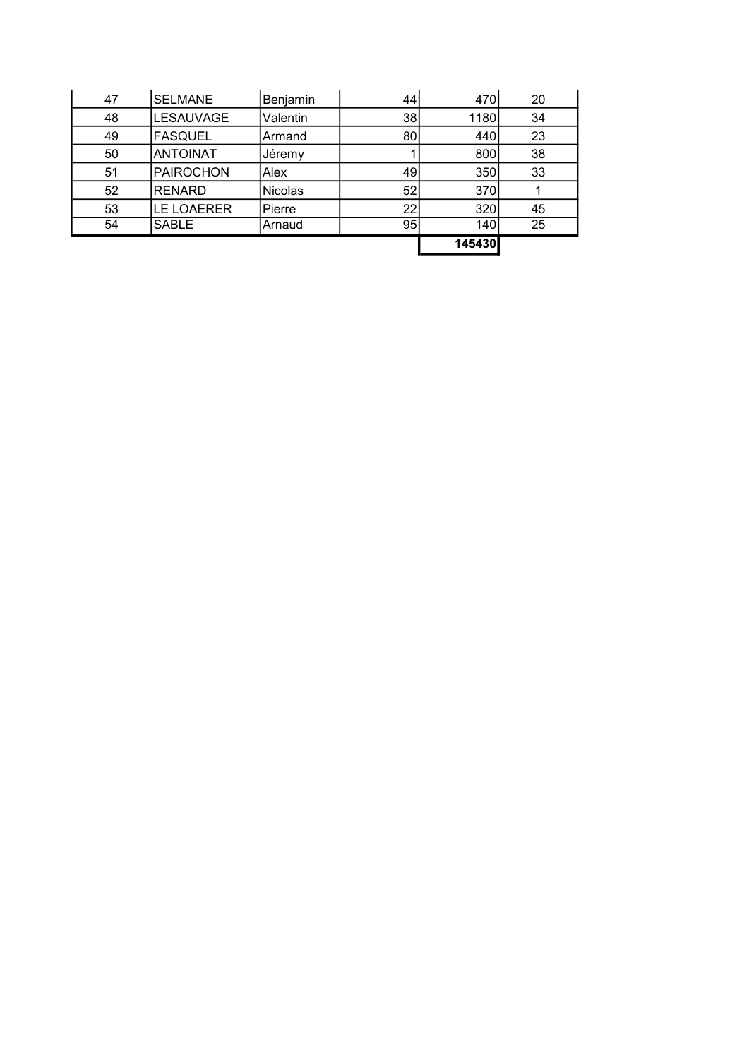| | | | | | |
|---|---|---|---|---|---|
| 47 | SELMANE | Benjamin | 44 | 470 | 20 |
| 48 | LESAUVAGE | Valentin | 38 | 1180 | 34 |
| 49 | FASQUEL | Armand | 80 | 440 | 23 |
| 50 | ANTOINAT | Jéremy | 1 | 800 | 38 |
| 51 | PAIROCHON | Alex | 49 | 350 | 33 |
| 52 | RENARD | Nicolas | 52 | 370 | 1 |
| 53 | LE LOAERER | Pierre | 22 | 320 | 45 |
| 54 | SABLE | Arnaud | 95 | 140 | 25 |
| | | | | **145430** | |